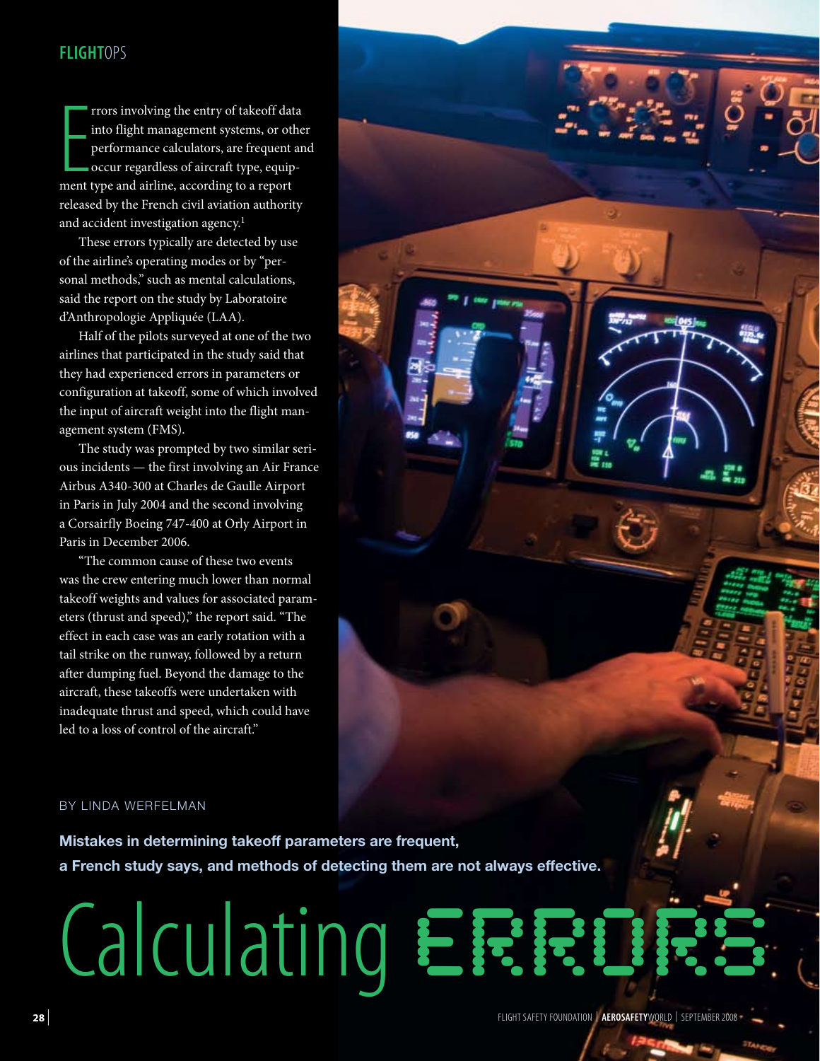FLIGHTOPS

# Calculating ERRORS

**Mistakes in determining takeoff parameters are frequent, a French study says, and methods of detecting them are not always effective.**

BY LINDA WERFELMAN

Errors involving the entry of takeoff data into flight management systems, or other performance calculators, are frequent and occur regardless of aircraft type, equipment type and airline, according to a report released by the French civil aviation authority and accident investigation agency.[1]

These errors typically are detected by use of the airline's operating modes or by "personal methods," such as mental calculations, said the report on the study by Laboratoire d'Anthropologie Appliquée (LAA).

Half of the pilots surveyed at one of the two airlines that participated in the study said that they had experienced errors in parameters or configuration at takeoff, some of which involved the input of aircraft weight into the flight management system (FMS).

The study was prompted by two similar serious incidents — the first involving an Air France Airbus A340-300 at Charles de Gaulle Airport in Paris in July 2004 and the second involving a Corsairfly Boeing 747-400 at Orly Airport in Paris in December 2006.

"The common cause of these two events was the crew entering much lower than normal takeoff weights and values for associated parameters (thrust and speed)," the report said. "The effect in each case was an early rotation with a tail strike on the runway, followed by a return after dumping fuel. Beyond the damage to the aircraft, these takeoffs were undertaken with inadequate thrust and speed, which could have led to a loss of control of the aircraft."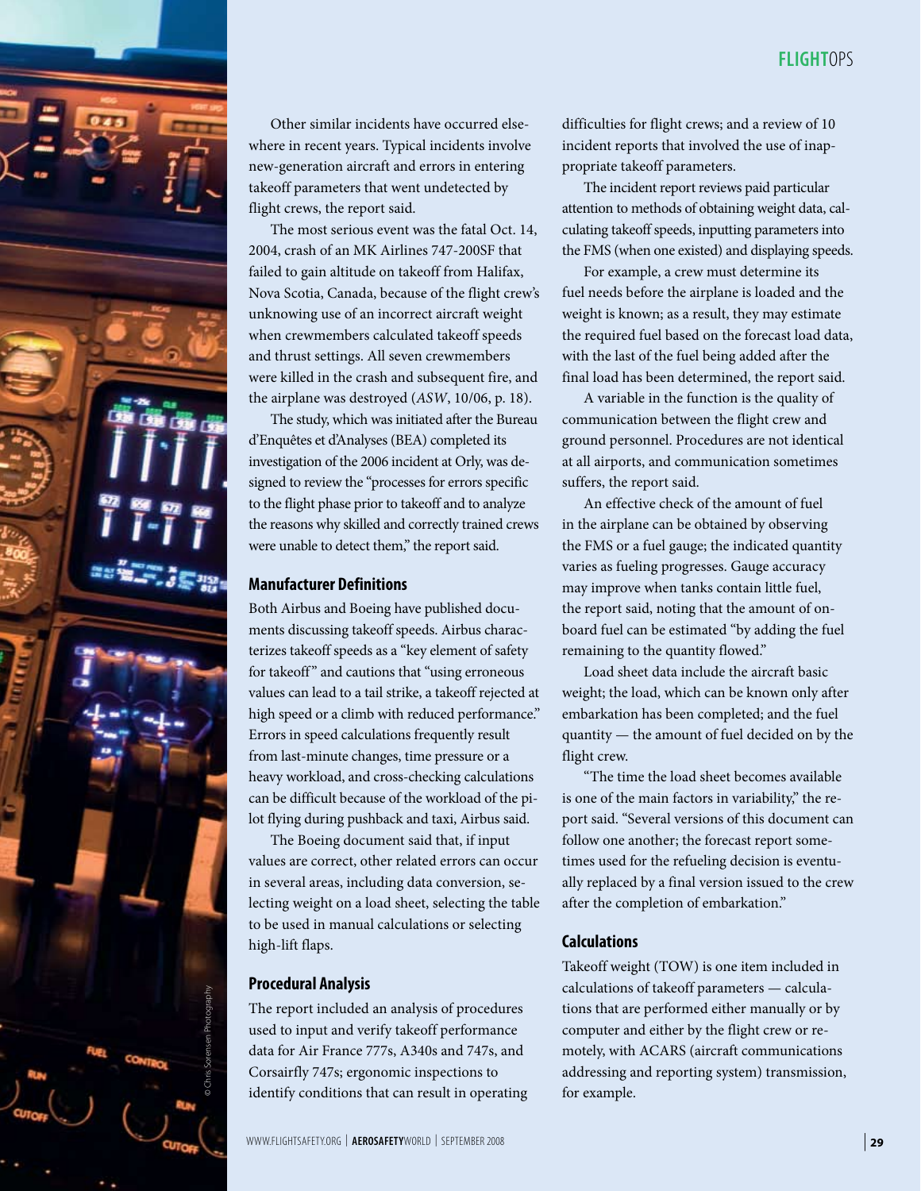Other similar incidents have occurred elsewhere in recent years. Typical incidents involve new-generation aircraft and errors in entering takeoff parameters that went undetected by flight crews, the report said.

The most serious event was the fatal Oct. 14, 2004, crash of an MK Airlines 747-200SF that failed to gain altitude on takeoff from Halifax, Nova Scotia, Canada, because of the flight crew's unknowing use of an incorrect aircraft weight when crewmembers calculated takeoff speeds and thrust settings. All seven crewmembers were killed in the crash and subsequent fire, and the airplane was destroyed (*ASW*, 10/06, p. 18).

The study, which was initiated after the Bureau d'Enquêtes et d'Analyses (BEA) completed its investigation of the 2006 incident at Orly, was designed to review the "processes for errors specific to the flight phase prior to takeoff and to analyze the reasons why skilled and correctly trained crews were unable to detect them," the report said.

### Manufacturer Definitions

Both Airbus and Boeing have published documents discussing takeoff speeds. Airbus characterizes takeoff speeds as a "key element of safety for takeoff" and cautions that "using erroneous values can lead to a tail strike, a takeoff rejected at high speed or a climb with reduced performance." Errors in speed calculations frequently result from last-minute changes, time pressure or a heavy workload, and cross-checking calculations can be difficult because of the workload of the pilot flying during pushback and taxi, Airbus said.

The Boeing document said that, if input values are correct, other related errors can occur in several areas, including data conversion, selecting weight on a load sheet, selecting the table to be used in manual calculations or selecting high-lift flaps.

### Procedural Analysis

The report included an analysis of procedures used to input and verify takeoff performance data for Air France 777s, A340s and 747s, and Corsairfly 747s; ergonomic inspections to identify conditions that can result in operating difficulties for flight crews; and a review of 10 incident reports that involved the use of inappropriate takeoff parameters.

The incident report reviews paid particular attention to methods of obtaining weight data, calculating takeoff speeds, inputting parameters into the FMS (when one existed) and displaying speeds.

For example, a crew must determine its fuel needs before the airplane is loaded and the weight is known; as a result, they may estimate the required fuel based on the forecast load data, with the last of the fuel being added after the final load has been determined, the report said.

A variable in the function is the quality of communication between the flight crew and ground personnel. Procedures are not identical at all airports, and communication sometimes suffers, the report said.

An effective check of the amount of fuel in the airplane can be obtained by observing the FMS or a fuel gauge; the indicated quantity varies as fueling progresses. Gauge accuracy may improve when tanks contain little fuel, the report said, noting that the amount of onboard fuel can be estimated "by adding the fuel remaining to the quantity flowed."

Load sheet data include the aircraft basic weight; the load, which can be known only after embarkation has been completed; and the fuel quantity — the amount of fuel decided on by the flight crew.

"The time the load sheet becomes available is one of the main factors in variability," the report said. "Several versions of this document can follow one another; the forecast report sometimes used for the refueling decision is eventually replaced by a final version issued to the crew after the completion of embarkation."

### Calculations

Takeoff weight (TOW) is one item included in calculations of takeoff parameters — calculations that are performed either manually or by computer and either by the flight crew or remotely, with ACARS (aircraft communications addressing and reporting system) transmission, for example.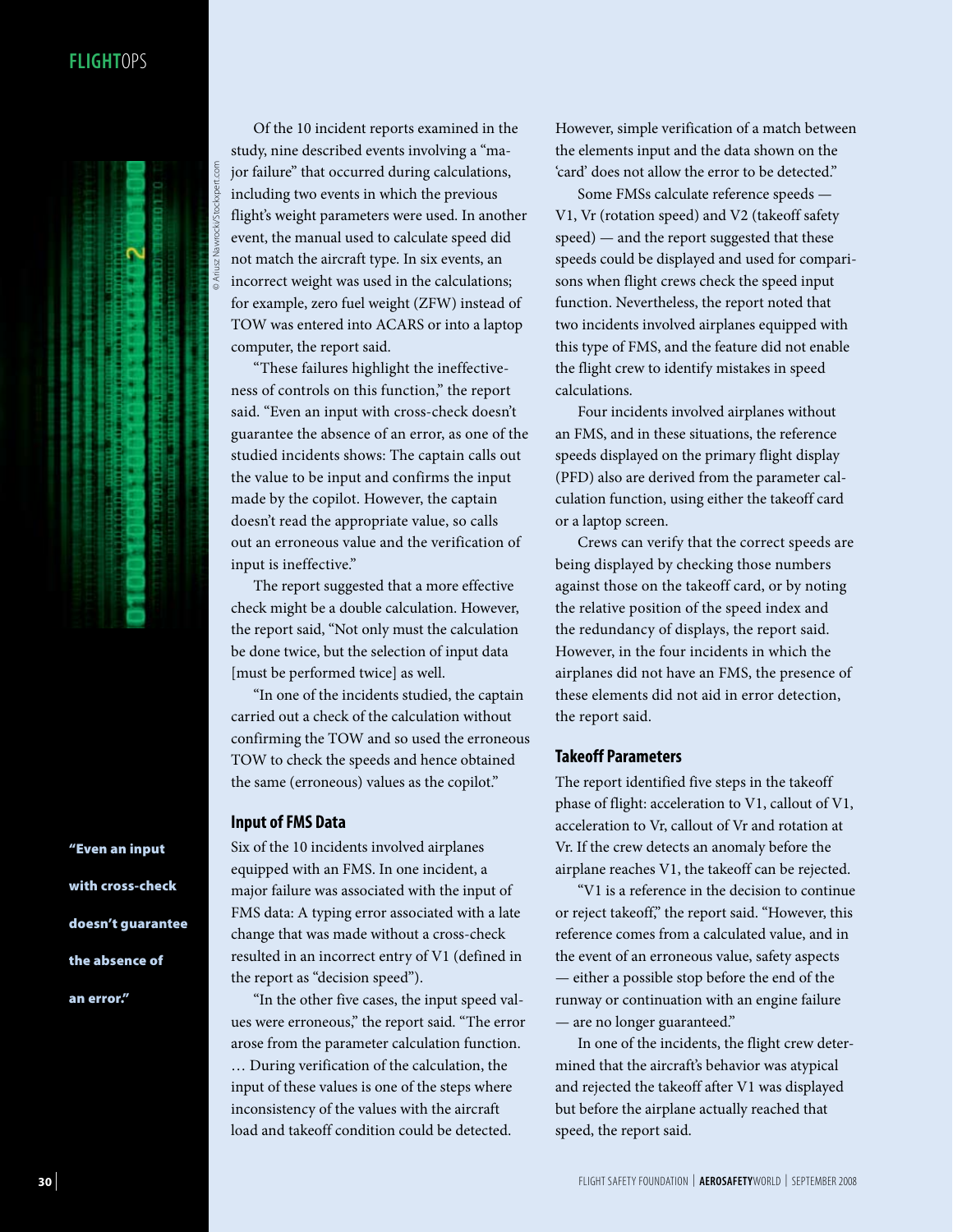Of the 10 incident reports examined in the study, nine described events involving a "major failure" that occurred during calculations, including two events in which the previous flight's weight parameters were used. In another event, the manual used to calculate speed did not match the aircraft type. In six events, an incorrect weight was used in the calculations; for example, zero fuel weight (ZFW) instead of TOW was entered into ACARS or into a laptop computer, the report said.

"These failures highlight the ineffectiveness of controls on this function," the report said. "Even an input with cross-check doesn't guarantee the absence of an error, as one of the studied incidents shows: The captain calls out the value to be input and confirms the input made by the copilot. However, the captain doesn't read the appropriate value, so calls out an erroneous value and the verification of input is ineffective."

The report suggested that a more effective check might be a double calculation. However, the report said, "Not only must the calculation be done twice, but the selection of input data [must be performed twice] as well.

"In one of the incidents studied, the captain carried out a check of the calculation without confirming the TOW and so used the erroneous TOW to check the speeds and hence obtained the same (erroneous) values as the copilot."

"Even an input with cross-check doesn't guarantee the absence of an error."

## Input of FMS Data

Six of the 10 incidents involved airplanes equipped with an FMS. In one incident, a major failure was associated with the input of FMS data: A typing error associated with a late change that was made without a cross-check resulted in an incorrect entry of V1 (defined in the report as "decision speed").

"In the other five cases, the input speed values were erroneous," the report said. "The error arose from the parameter calculation function. … During verification of the calculation, the input of these values is one of the steps where inconsistency of the values with the aircraft load and takeoff condition could be detected. However, simple verification of a match between the elements input and the data shown on the 'card' does not allow the error to be detected."

Some FMSs calculate reference speeds — V1, Vr (rotation speed) and V2 (takeoff safety speed) — and the report suggested that these speeds could be displayed and used for comparisons when flight crews check the speed input function. Nevertheless, the report noted that two incidents involved airplanes equipped with this type of FMS, and the feature did not enable the flight crew to identify mistakes in speed calculations.

Four incidents involved airplanes without an FMS, and in these situations, the reference speeds displayed on the primary flight display (PFD) also are derived from the parameter calculation function, using either the takeoff card or a laptop screen.

Crews can verify that the correct speeds are being displayed by checking those numbers against those on the takeoff card, or by noting the relative position of the speed index and the redundancy of displays, the report said. However, in the four incidents in which the airplanes did not have an FMS, the presence of these elements did not aid in error detection, the report said.

## Takeoff Parameters

The report identified five steps in the takeoff phase of flight: acceleration to V1, callout of V1, acceleration to Vr, callout of Vr and rotation at Vr. If the crew detects an anomaly before the airplane reaches V1, the takeoff can be rejected.

"V1 is a reference in the decision to continue or reject takeoff," the report said. "However, this reference comes from a calculated value, and in the event of an erroneous value, safety aspects — either a possible stop before the end of the runway or continuation with an engine failure — are no longer guaranteed."

In one of the incidents, the flight crew determined that the aircraft's behavior was atypical and rejected the takeoff after V1 was displayed but before the airplane actually reached that speed, the report said.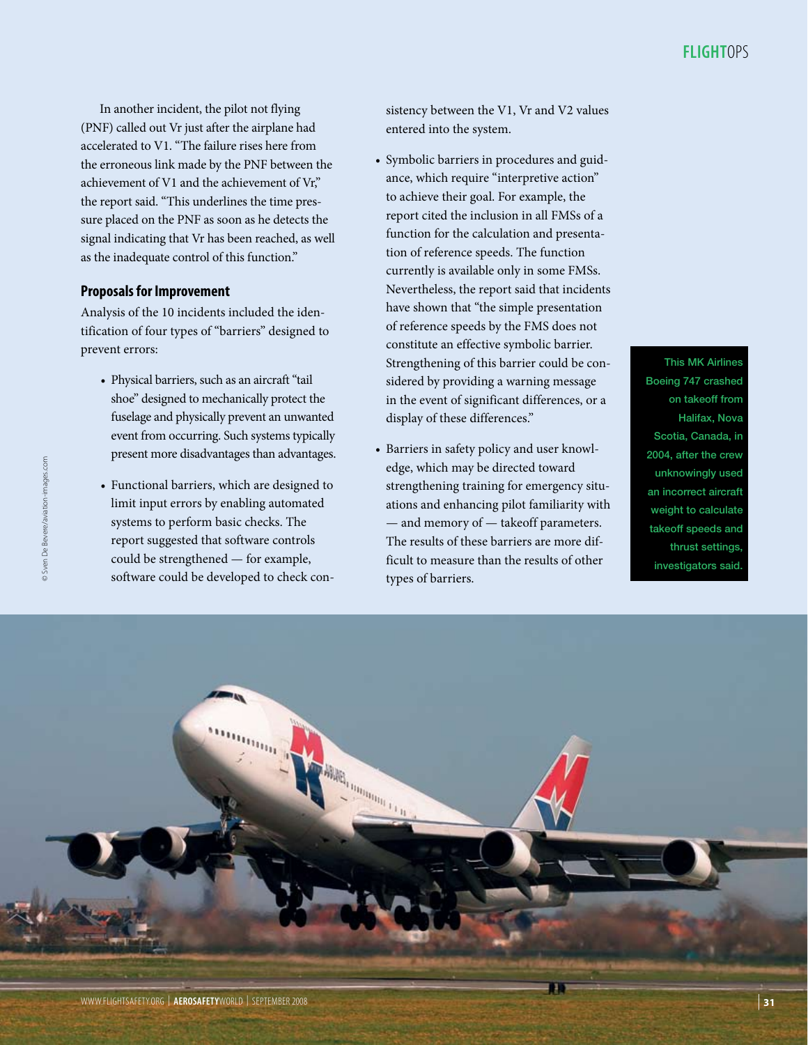In another incident, the pilot not flying (PNF) called out Vr just after the airplane had accelerated to V1. "The failure rises here from the erroneous link made by the PNF between the achievement of V1 and the achievement of Vr," the report said. "This underlines the time pressure placed on the PNF as soon as he detects the signal indicating that Vr has been reached, as well as the inadequate control of this function."

### Proposals for Improvement

Analysis of the 10 incidents included the identification of four types of "barriers" designed to prevent errors:

- Physical barriers, such as an aircraft "tail shoe" designed to mechanically protect the fuselage and physically prevent an unwanted event from occurring. Such systems typically present more disadvantages than advantages.
- Functional barriers, which are designed to limit input errors by enabling automated systems to perform basic checks. The report suggested that software controls could be strengthened — for example, software could be developed to check consistency between the V1, Vr and V2 values entered into the system.
- Symbolic barriers in procedures and guidance, which require "interpretive action" to achieve their goal. For example, the report cited the inclusion in all FMSs of a function for the calculation and presentation of reference speeds. The function currently is available only in some FMSs. Nevertheless, the report said that incidents have shown that "the simple presentation of reference speeds by the FMS does not constitute an effective symbolic barrier. Strengthening of this barrier could be considered by providing a warning message in the event of significant differences, or a display of these differences."
- Barriers in safety policy and user knowledge, which may be directed toward strengthening training for emergency situations and enhancing pilot familiarity with — and memory of — takeoff parameters. The results of these barriers are more difficult to measure than the results of other types of barriers.

This MK Airlines Boeing 747 crashed on takeoff from Halifax, Nova Scotia, Canada, in 2004, after the crew unknowingly used an incorrect aircraft weight to calculate takeoff speeds and thrust settings, investigators said.

© Sven De Bevere/aviation-images.com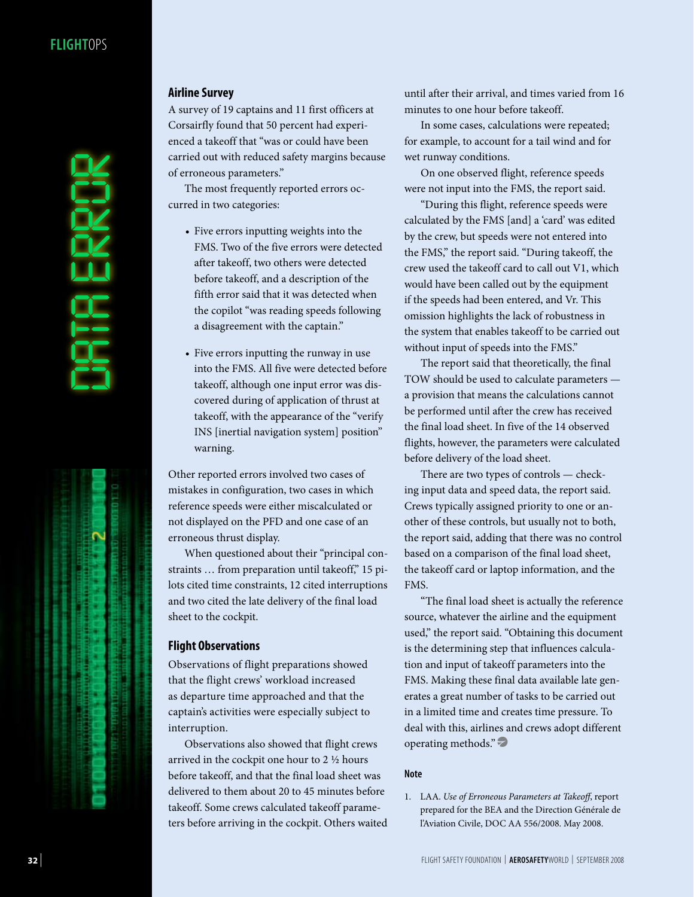## Airline Survey

A survey of 19 captains and 11 first officers at Corsairfly found that 50 percent had experienced a takeoff that "was or could have been carried out with reduced safety margins because of erroneous parameters."

The most frequently reported errors occurred in two categories:

- Five errors inputting weights into the FMS. Two of the five errors were detected after takeoff, two others were detected before takeoff, and a description of the fifth error said that it was detected when the copilot "was reading speeds following a disagreement with the captain."
- Five errors inputting the runway in use into the FMS. All five were detected before takeoff, although one input error was discovered during of application of thrust at takeoff, with the appearance of the "verify INS [inertial navigation system] position" warning.

Other reported errors involved two cases of mistakes in configuration, two cases in which reference speeds were either miscalculated or not displayed on the PFD and one case of an erroneous thrust display.

When questioned about their "principal constraints … from preparation until takeoff," 15 pilots cited time constraints, 12 cited interruptions and two cited the late delivery of the final load sheet to the cockpit.

## Flight Observations

Observations of flight preparations showed that the flight crews' workload increased as departure time approached and that the captain's activities were especially subject to interruption.

Observations also showed that flight crews arrived in the cockpit one hour to 2 ½ hours before takeoff, and that the final load sheet was delivered to them about 20 to 45 minutes before takeoff. Some crews calculated takeoff parameters before arriving in the cockpit. Others waited until after their arrival, and times varied from 16 minutes to one hour before takeoff.

In some cases, calculations were repeated; for example, to account for a tail wind and for wet runway conditions.

On one observed flight, reference speeds were not input into the FMS, the report said.

"During this flight, reference speeds were calculated by the FMS [and] a 'card' was edited by the crew, but speeds were not entered into the FMS," the report said. "During takeoff, the crew used the takeoff card to call out V1, which would have been called out by the equipment if the speeds had been entered, and Vr. This omission highlights the lack of robustness in the system that enables takeoff to be carried out without input of speeds into the FMS."

The report said that theoretically, the final TOW should be used to calculate parameters — a provision that means the calculations cannot be performed until after the crew has received the final load sheet. In five of the 14 observed flights, however, the parameters were calculated before delivery of the load sheet.

There are two types of controls — checking input data and speed data, the report said. Crews typically assigned priority to one or another of these controls, but usually not to both, the report said, adding that there was no control based on a comparison of the final load sheet, the takeoff card or laptop information, and the FMS.

"The final load sheet is actually the reference source, whatever the airline and the equipment used," the report said. "Obtaining this document is the determining step that influences calculation and input of takeoff parameters into the FMS. Making these final data available late generates a great number of tasks to be carried out in a limited time and creates time pressure. To deal with this, airlines and crews adopt different operating methods."

### Note

1. LAA. *Use of Erroneous Parameters at Takeoff*, report prepared for the BEA and the Direction Générale de l'Aviation Civile, DOC AA 556/2008. May 2008.